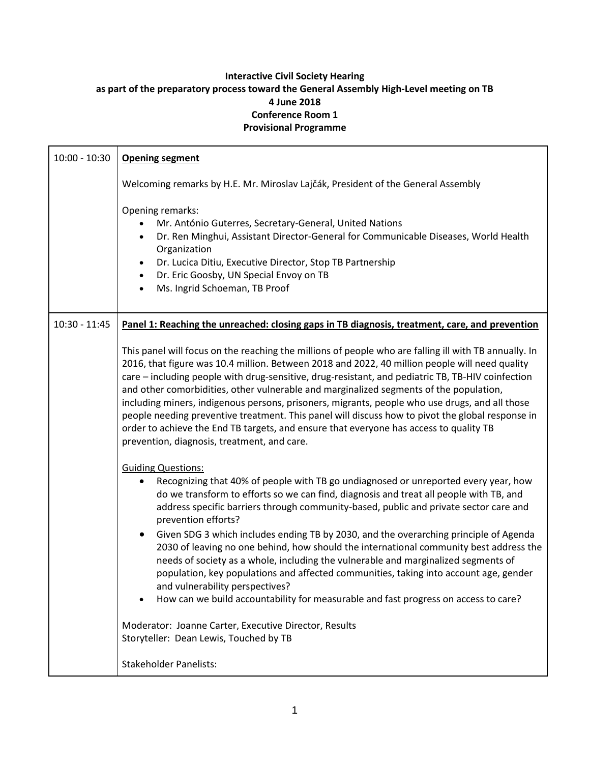**Interactive Civil Society Hearing**
**as part of the preparatory process toward the General Assembly High-Level meeting on TB**
**4 June 2018**
**Conference Room 1**
**Provisional Programme**

| | |
|---|---|
| 10:00 - 10:30 | **<u>Opening segment</u>**<br><br>Welcoming remarks by H.E. Mr. Miroslav Lajčák, President of the General Assembly<br><br>Opening remarks:<br>• Mr. António Guterres, Secretary-General, United Nations<br>• Dr. Ren Minghui, Assistant Director-General for Communicable Diseases, World Health Organization<br>• Dr. Lucica Ditiu, Executive Director, Stop TB Partnership<br>• Dr. Eric Goosby, UN Special Envoy on TB<br>• Ms. Ingrid Schoeman, TB Proof |
| 10:30 - 11:45 | **<u>Panel 1: Reaching the unreached: closing gaps in TB diagnosis, treatment, care, and prevention</u>**<br><br>This panel will focus on the reaching the millions of people who are falling ill with TB annually. In 2016, that figure was 10.4 million. Between 2018 and 2022, 40 million people will need quality care – including people with drug-sensitive, drug-resistant, and pediatric TB, TB-HIV coinfection and other comorbidities, other vulnerable and marginalized segments of the population, including miners, indigenous persons, prisoners, migrants, people who use drugs, and all those people needing preventive treatment. This panel will discuss how to pivot the global response in order to achieve the End TB targets, and ensure that everyone has access to quality TB prevention, diagnosis, treatment, and care.<br><br><u>Guiding Questions:</u><br>• Recognizing that 40% of people with TB go undiagnosed or unreported every year, how do we transform to efforts so we can find, diagnosis and treat all people with TB, and address specific barriers through community-based, public and private sector care and prevention efforts?<br>• Given SDG 3 which includes ending TB by 2030, and the overarching principle of Agenda 2030 of leaving no one behind, how should the international community best address the needs of society as a whole, including the vulnerable and marginalized segments of population, key populations and affected communities, taking into account age, gender and vulnerability perspectives?<br>• How can we build accountability for measurable and fast progress on access to care?<br><br>Moderator: Joanne Carter, Executive Director, Results<br>Storyteller: Dean Lewis, Touched by TB<br><br>Stakeholder Panelists: |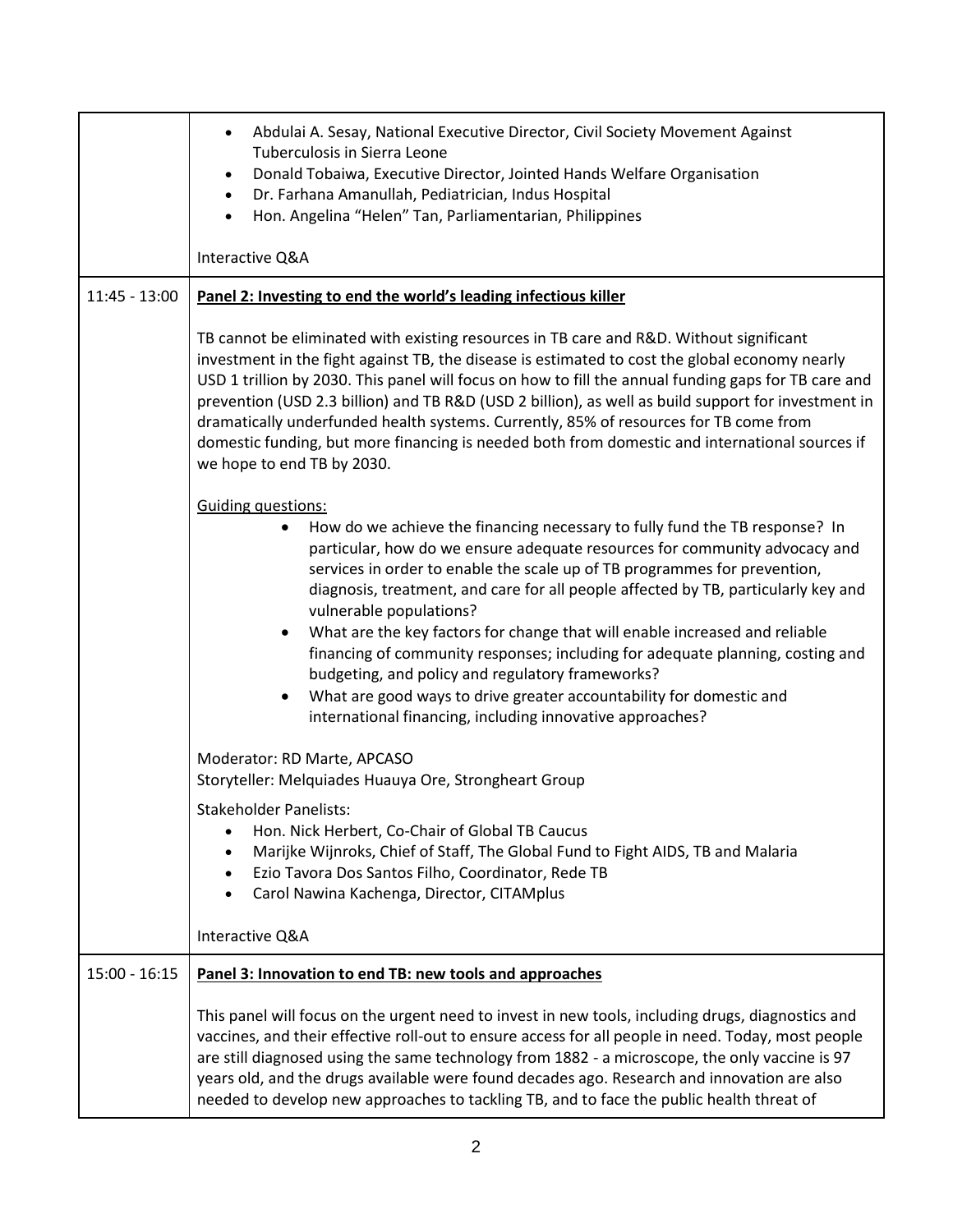| | |
|---|---|
| | • Abdulai A. Sesay, National Executive Director, Civil Society Movement Against Tuberculosis in Sierra Leone<br>• Donald Tobaiwa, Executive Director, Jointed Hands Welfare Organisation<br>• Dr. Farhana Amanullah, Pediatrician, Indus Hospital<br>• Hon. Angelina "Helen" Tan, Parliamentarian, Philippines<br><br>Interactive Q&A |
| 11:45 - 13:00 | **Panel 2: Investing to end the world's leading infectious killer**<br><br>TB cannot be eliminated with existing resources in TB care and R&D. Without significant investment in the fight against TB, the disease is estimated to cost the global economy nearly USD 1 trillion by 2030. This panel will focus on how to fill the annual funding gaps for TB care and prevention (USD 2.3 billion) and TB R&D (USD 2 billion), as well as build support for investment in dramatically underfunded health systems. Currently, 85% of resources for TB come from domestic funding, but more financing is needed both from domestic and international sources if we hope to end TB by 2030.<br><br>Guiding questions:<br>• How do we achieve the financing necessary to fully fund the TB response? In particular, how do we ensure adequate resources for community advocacy and services in order to enable the scale up of TB programmes for prevention, diagnosis, treatment, and care for all people affected by TB, particularly key and vulnerable populations?<br>• What are the key factors for change that will enable increased and reliable financing of community responses; including for adequate planning, costing and budgeting, and policy and regulatory frameworks?<br>• What are good ways to drive greater accountability for domestic and international financing, including innovative approaches?<br><br>Moderator: RD Marte, APCASO<br>Storyteller: Melquiades Huauya Ore, Strongheart Group<br><br>Stakeholder Panelists:<br>• Hon. Nick Herbert, Co-Chair of Global TB Caucus<br>• Marijke Wijnroks, Chief of Staff, The Global Fund to Fight AIDS, TB and Malaria<br>• Ezio Tavora Dos Santos Filho, Coordinator, Rede TB<br>• Carol Nawina Kachenga, Director, CITAMplus<br><br>Interactive Q&A |
| 15:00 - 16:15 | **Panel 3: Innovation to end TB: new tools and approaches**<br><br>This panel will focus on the urgent need to invest in new tools, including drugs, diagnostics and vaccines, and their effective roll-out to ensure access for all people in need. Today, most people are still diagnosed using the same technology from 1882 - a microscope, the only vaccine is 97 years old, and the drugs available were found decades ago. Research and innovation are also needed to develop new approaches to tackling TB, and to face the public health threat of |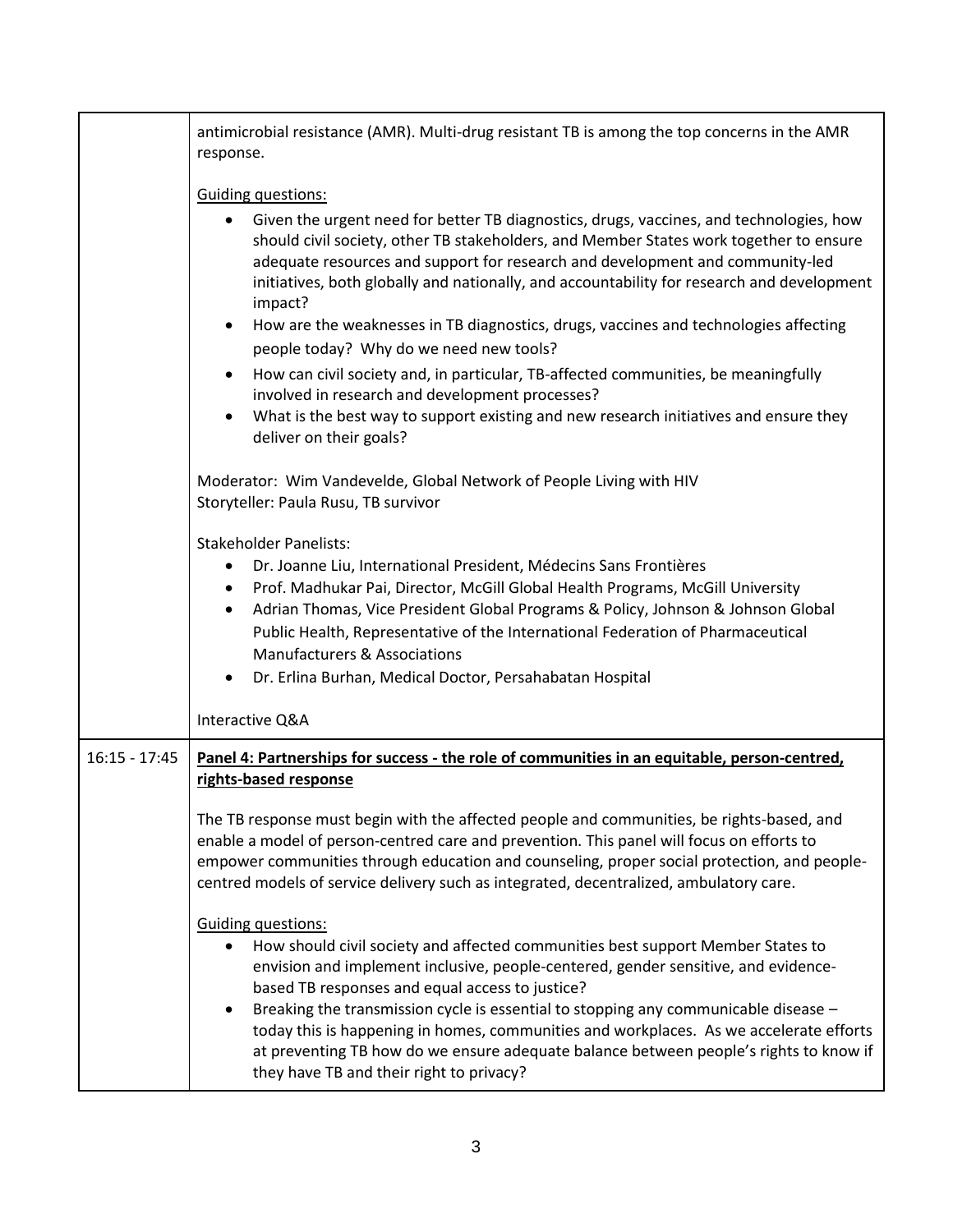| | |
|---|---|
| | antimicrobial resistance (AMR). Multi-drug resistant TB is among the top concerns in the AMR response.<br><br><u>Guiding questions:</u><br>• Given the urgent need for better TB diagnostics, drugs, vaccines, and technologies, how should civil society, other TB stakeholders, and Member States work together to ensure adequate resources and support for research and development and community-led initiatives, both globally and nationally, and accountability for research and development impact?<br>• How are the weaknesses in TB diagnostics, drugs, vaccines and technologies affecting people today? Why do we need new tools?<br>• How can civil society and, in particular, TB-affected communities, be meaningfully involved in research and development processes?<br>• What is the best way to support existing and new research initiatives and ensure they deliver on their goals?<br><br>Moderator: Wim Vandevelde, Global Network of People Living with HIV<br>Storyteller: Paula Rusu, TB survivor<br><br>Stakeholder Panelists:<br>• Dr. Joanne Liu, International President, Médecins Sans Frontières<br>• Prof. Madhukar Pai, Director, McGill Global Health Programs, McGill University<br>• Adrian Thomas, Vice President Global Programs & Policy, Johnson & Johnson Global Public Health, Representative of the International Federation of Pharmaceutical Manufacturers & Associations<br>• Dr. Erlina Burhan, Medical Doctor, Persahabatan Hospital<br><br>Interactive Q&A |
| 16:15 - 17:45 | **<u>Panel 4: Partnerships for success - the role of communities in an equitable, person-centred, rights-based response</u>**<br><br>The TB response must begin with the affected people and communities, be rights-based, and enable a model of person-centred care and prevention. This panel will focus on efforts to empower communities through education and counseling, proper social protection, and people-centred models of service delivery such as integrated, decentralized, ambulatory care.<br><br><u>Guiding questions:</u><br>• How should civil society and affected communities best support Member States to envision and implement inclusive, people-centered, gender sensitive, and evidence-based TB responses and equal access to justice?<br>• Breaking the transmission cycle is essential to stopping any communicable disease – today this is happening in homes, communities and workplaces. As we accelerate efforts at preventing TB how do we ensure adequate balance between people's rights to know if they have TB and their right to privacy? |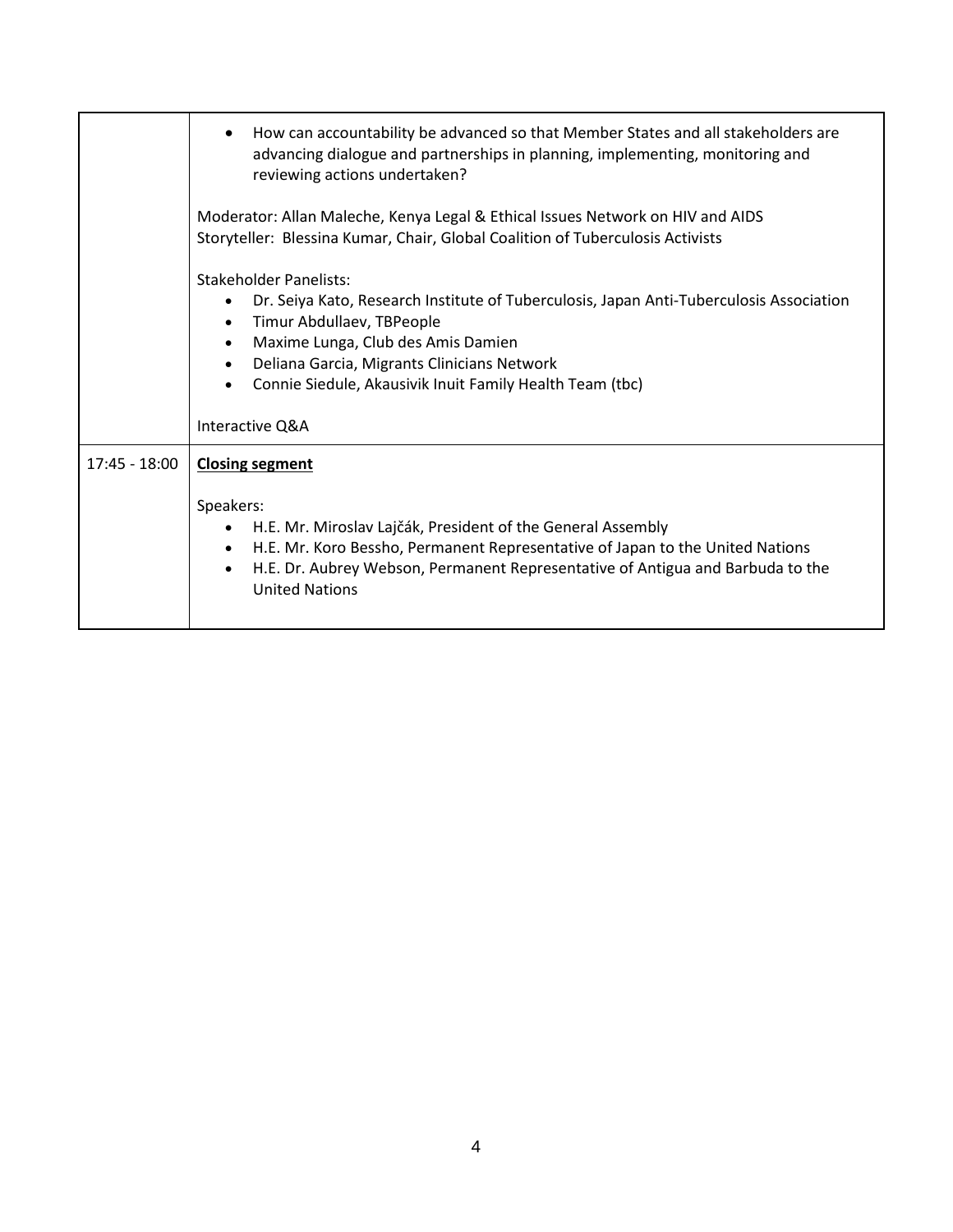| | |
|---|---|
| | • How can accountability be advanced so that Member States and all stakeholders are advancing dialogue and partnerships in planning, implementing, monitoring and reviewing actions undertaken?<br><br>Moderator: Allan Maleche, Kenya Legal & Ethical Issues Network on HIV and AIDS<br>Storyteller: Blessina Kumar, Chair, Global Coalition of Tuberculosis Activists<br><br>Stakeholder Panelists:<br>• Dr. Seiya Kato, Research Institute of Tuberculosis, Japan Anti-Tuberculosis Association<br>• Timur Abdullaev, TBPeople<br>• Maxime Lunga, Club des Amis Damien<br>• Deliana Garcia, Migrants Clinicians Network<br>• Connie Siedule, Akausivik Inuit Family Health Team (tbc)<br><br>Interactive Q&A |
| 17:45 - 18:00 | **Closing segment**<br><br>Speakers:<br>• H.E. Mr. Miroslav Lajčák, President of the General Assembly<br>• H.E. Mr. Koro Bessho, Permanent Representative of Japan to the United Nations<br>• H.E. Dr. Aubrey Webson, Permanent Representative of Antigua and Barbuda to the United Nations |